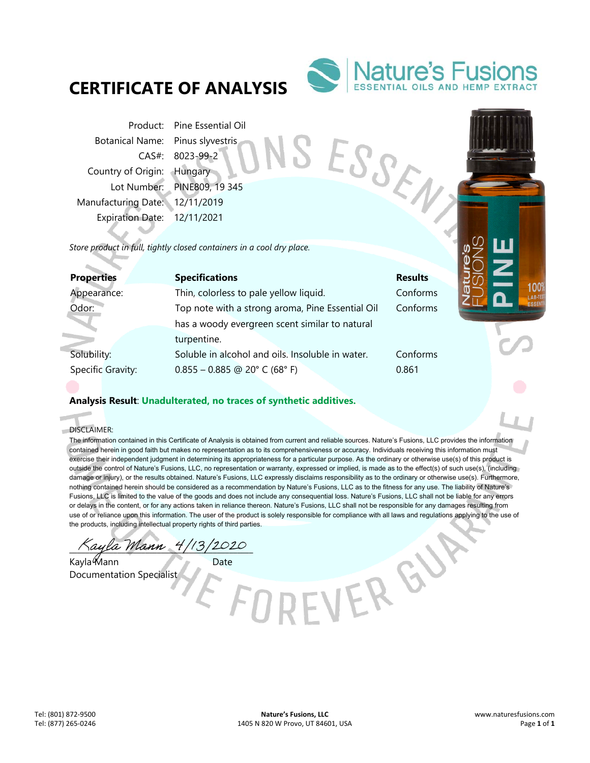# CERTIFICATE OF ANALYSIS

Nature's Fusions
ESSENTIAL OILS AND HEMP EXTRACT

| | |
|---|---|
| Product: | Pine Essential Oil |
| Botanical Name: | Pinus slyvestris |
| CAS#: | 8023-99-2 |
| Country of Origin: | Hungary |
| Lot Number: | PINE809, 19 345 |
| Manufacturing Date: | 12/11/2019 |
| Expiration Date: | 12/11/2021 |

*Store product in full, tightly closed containers in a cool dry place.*

| **Properties** | **Specifications** | **Results** |
|---|---|---|
| Appearance: | Thin, colorless to pale yellow liquid. | Conforms |
| Odor: | Top note with a strong aroma, Pine Essential Oil has a woody evergreen scent similar to natural turpentine. | Conforms |
| Solubility: | Soluble in alcohol and oils. Insoluble in water. | Conforms |
| Specific Gravity: | 0.855 – 0.885 @ 20° C (68° F) | 0.861 |

**Analysis Result**: **Unadulterated, no traces of synthetic additives.**

DISCLAIMER:
The information contained in this Certificate of Analysis is obtained from current and reliable sources. Nature's Fusions, LLC provides the information contained herein in good faith but makes no representation as to its comprehensiveness or accuracy. Individuals receiving this information must exercise their independent judgment in determining its appropriateness for a particular purpose. As the ordinary or otherwise use(s) of this product is outside the control of Nature's Fusions, LLC, no representation or warranty, expressed or implied, is made as to the effect(s) of such use(s), (including damage or injury), or the results obtained. Nature's Fusions, LLC expressly disclaims responsibility as to the ordinary or otherwise use(s). Furthermore, nothing contained herein should be considered as a recommendation by Nature's Fusions, LLC as to the fitness for any use. The liability of Nature's Fusions, LLC is limited to the value of the goods and does not include any consequential loss. Nature's Fusions, LLC shall not be liable for any errors or delays in the content, or for any actions taken in reliance thereon. Nature's Fusions, LLC shall not be responsible for any damages resulting from use of or reliance upon this information. The user of the product is solely responsible for compliance with all laws and regulations applying to the use of the products, including intellectual property rights of third parties.

Kayla Mann 4/13/2020

Kayla Mann — Date
Documentation Specialist

Tel: (801) 872-9500
Tel: (877) 265-0246

**Nature's Fusions, LLC**
1405 N 820 W Provo, UT 84601, USA

www.naturesfusions.com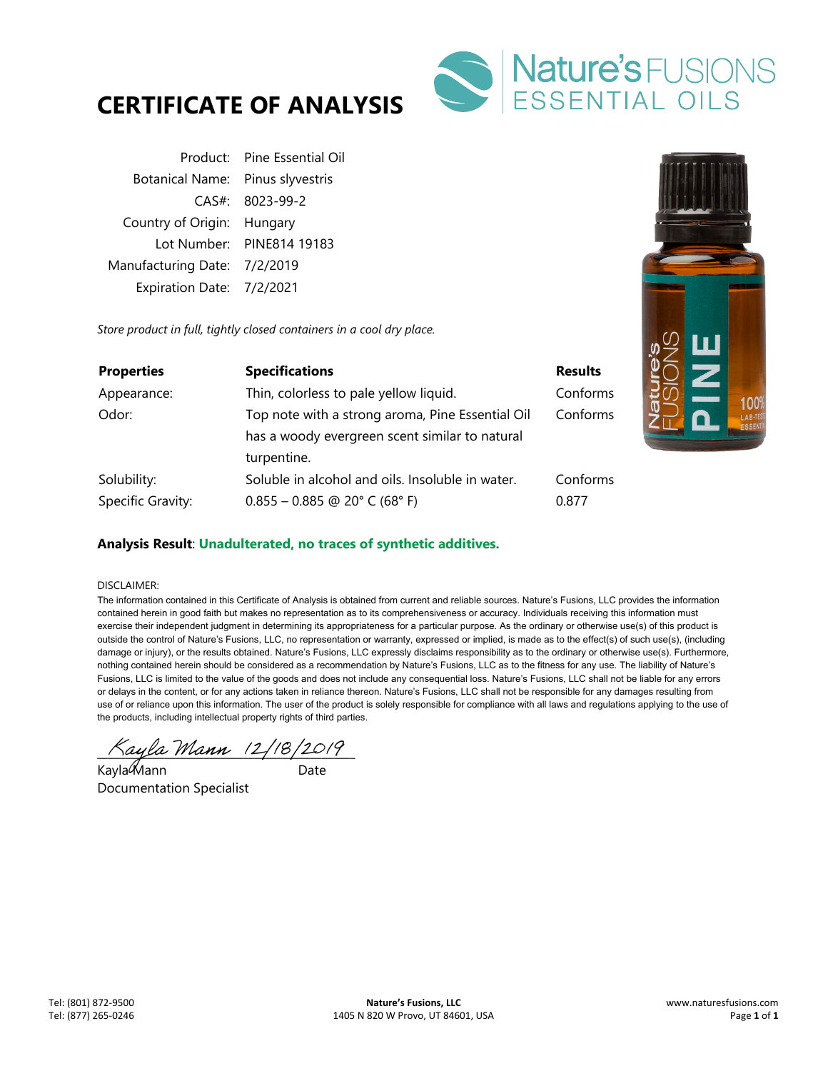# CERTIFICATE OF ANALYSIS

Nature's FUSIONS ESSENTIAL OILS

| | |
|---|---|
| Product: | Pine Essential Oil |
| Botanical Name: | Pinus slyvestris |
| CAS#: | 8023-99-2 |
| Country of Origin: | Hungary |
| Lot Number: | PINE814 19183 |
| Manufacturing Date: | 7/2/2019 |
| Expiration Date: | 7/2/2021 |

*Store product in full, tightly closed containers in a cool dry place.*

| Properties | Specifications | Results |
|---|---|---|
| Appearance: | Thin, colorless to pale yellow liquid. | Conforms |
| Odor: | Top note with a strong aroma, Pine Essential Oil has a woody evergreen scent similar to natural turpentine. | Conforms |
| Solubility: | Soluble in alcohol and oils. Insoluble in water. | Conforms |
| Specific Gravity: | 0.855 – 0.885 @ 20° C (68° F) | 0.877 |

**Analysis Result**: **Unadulterated, no traces of synthetic additives.**

DISCLAIMER:

The information contained in this Certificate of Analysis is obtained from current and reliable sources. Nature's Fusions, LLC provides the information contained herein in good faith but makes no representation as to its comprehensiveness or accuracy. Individuals receiving this information must exercise their independent judgment in determining its appropriateness for a particular purpose. As the ordinary or otherwise use(s) of this product is outside the control of Nature's Fusions, LLC, no representation or warranty, expressed or implied, is made as to the effect(s) of such use(s), (including damage or injury), or the results obtained. Nature's Fusions, LLC expressly disclaims responsibility as to the ordinary or otherwise use(s). Furthermore, nothing contained herein should be considered as a recommendation by Nature's Fusions, LLC as to the fitness for any use. The liability of Nature's Fusions, LLC is limited to the value of the goods and does not include any consequential loss. Nature's Fusions, LLC shall not be liable for any errors or delays in the content, or for any actions taken in reliance thereon. Nature's Fusions, LLC shall not be responsible for any damages resulting from use of or reliance upon this information. The user of the product is solely responsible for compliance with all laws and regulations applying to the use of the products, including intellectual property rights of third parties.

Kayla Mann 12/18/2019

Kayla Mann — Date

Documentation Specialist

Tel: (801) 872-9500
Tel: (877) 265-0246

**Nature's Fusions, LLC**
1405 N 820 W Provo, UT 84601, USA

www.naturesfusions.com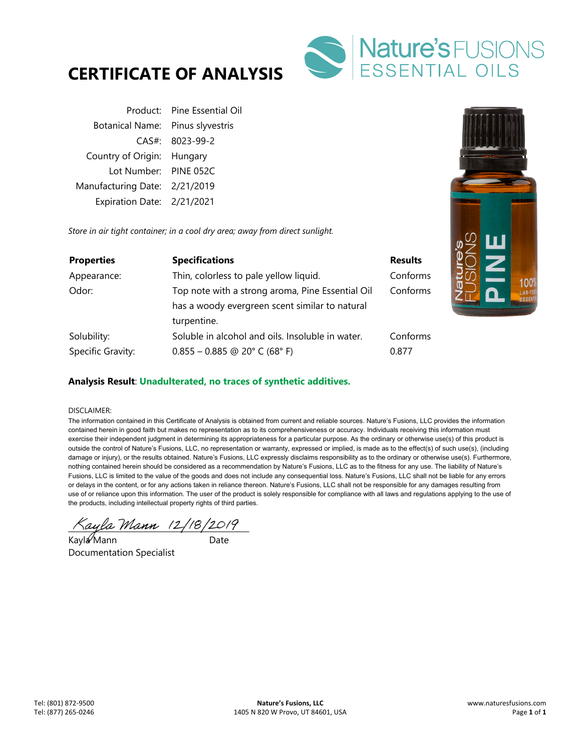# CERTIFICATE OF ANALYSIS

Nature's FUSIONS ESSENTIAL OILS

| | |
|---|---|
| Product: | Pine Essential Oil |
| Botanical Name: | Pinus slyvestris |
| CAS#: | 8023-99-2 |
| Country of Origin: | Hungary |
| Lot Number: | PINE 052C |
| Manufacturing Date: | 2/21/2019 |
| Expiration Date: | 2/21/2021 |

*Store in air tight container; in a cool dry area; away from direct sunlight.*

| Properties | Specifications | Results |
|---|---|---|
| Appearance: | Thin, colorless to pale yellow liquid. | Conforms |
| Odor: | Top note with a strong aroma, Pine Essential Oil has a woody evergreen scent similar to natural turpentine. | Conforms |
| Solubility: | Soluble in alcohol and oils. Insoluble in water. | Conforms |
| Specific Gravity: | 0.855 – 0.885 @ 20° C (68° F) | 0.877 |

**Analysis Result**: **Unadulterated, no traces of synthetic additives.**

DISCLAIMER:

The information contained in this Certificate of Analysis is obtained from current and reliable sources. Nature's Fusions, LLC provides the information contained herein in good faith but makes no representation as to its comprehensiveness or accuracy. Individuals receiving this information must exercise their independent judgment in determining its appropriateness for a particular purpose. As the ordinary or otherwise use(s) of this product is outside the control of Nature's Fusions, LLC, no representation or warranty, expressed or implied, is made as to the effect(s) of such use(s), (including damage or injury), or the results obtained. Nature's Fusions, LLC expressly disclaims responsibility as to the ordinary or otherwise use(s). Furthermore, nothing contained herein should be considered as a recommendation by Nature's Fusions, LLC as to the fitness for any use. The liability of Nature's Fusions, LLC is limited to the value of the goods and does not include any consequential loss. Nature's Fusions, LLC shall not be liable for any errors or delays in the content, or for any actions taken in reliance thereon. Nature's Fusions, LLC shall not be responsible for any damages resulting from use of or reliance upon this information. The user of the product is solely responsible for compliance with all laws and regulations applying to the use of the products, including intellectual property rights of third parties.

*Kayla Mann 12/18/2019*

Kayla Mann — Date

Documentation Specialist

Tel: (801) 872-9500
Tel: (877) 265-0246

**Nature's Fusions, LLC**
1405 N 820 W Provo, UT 84601, USA

www.naturesfusions.com